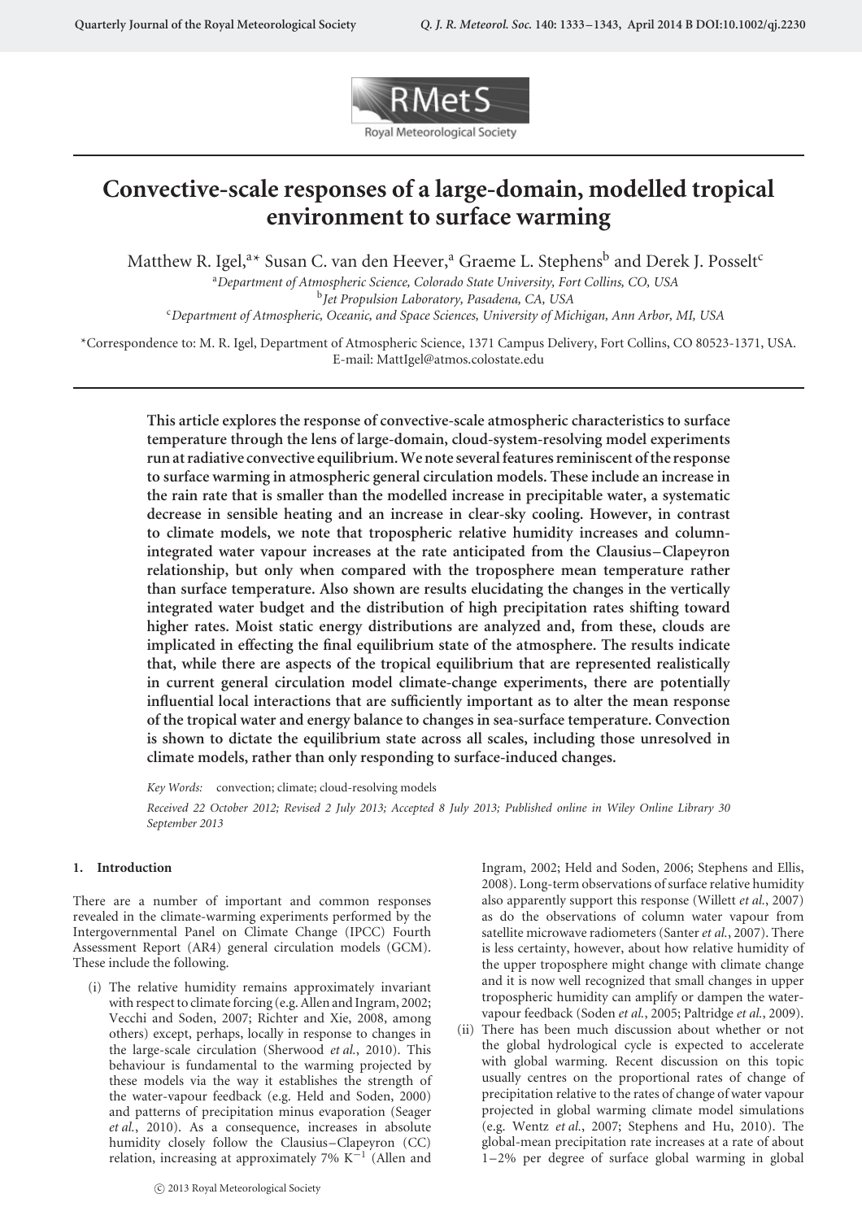# Convective-scale responses of a large-domain, modelled tropical environment to surface warming

Matthew R. Igel,[a]* Susan C. van den Heever,[a] Graeme L. Stephens[b] and Derek J. Posselt[c]

[a] *Department of Atmospheric Science, Colorado State University, Fort Collins, CO, USA*
[b] *Jet Propulsion Laboratory, Pasadena, CA, USA*
[c] *Department of Atmospheric, Oceanic, and Space Sciences, University of Michigan, Ann Arbor, MI, USA*

*Correspondence to: M. R. Igel, Department of Atmospheric Science, 1371 Campus Delivery, Fort Collins, CO 80523-1371, USA. E-mail: MattIgel@atmos.colostate.edu

**This article explores the response of convective-scale atmospheric characteristics to surface temperature through the lens of large-domain, cloud-system-resolving model experiments run at radiative convective equilibrium. We note several features reminiscent of the response to surface warming in atmospheric general circulation models. These include an increase in the rain rate that is smaller than the modelled increase in precipitable water, a systematic decrease in sensible heating and an increase in clear-sky cooling. However, in contrast to climate models, we note that tropospheric relative humidity increases and column-integrated water vapour increases at the rate anticipated from the Clausius–Clapeyron relationship, but only when compared with the troposphere mean temperature rather than surface temperature. Also shown are results elucidating the changes in the vertically integrated water budget and the distribution of high precipitation rates shifting toward higher rates. Moist static energy distributions are analyzed and, from these, clouds are implicated in effecting the final equilibrium state of the atmosphere. The results indicate that, while there are aspects of the tropical equilibrium that are represented realistically in current general circulation model climate-change experiments, there are potentially influential local interactions that are sufficiently important as to alter the mean response of the tropical water and energy balance to changes in sea-surface temperature. Convection is shown to dictate the equilibrium state across all scales, including those unresolved in climate models, rather than only responding to surface-induced changes.**

*Key Words:* convection; climate; cloud-resolving models

*Received 22 October 2012; Revised 2 July 2013; Accepted 8 July 2013; Published online in Wiley Online Library 30 September 2013*

## 1. Introduction

There are a number of important and common responses revealed in the climate-warming experiments performed by the Intergovernmental Panel on Climate Change (IPCC) Fourth Assessment Report (AR4) general circulation models (GCM). These include the following.

(i) The relative humidity remains approximately invariant with respect to climate forcing (e.g. Allen and Ingram, 2002; Vecchi and Soden, 2007; Richter and Xie, 2008, among others) except, perhaps, locally in response to changes in the large-scale circulation (Sherwood *et al.*, 2010). This behaviour is fundamental to the warming projected by these models via the way it establishes the strength of the water-vapour feedback (e.g. Held and Soden, 2000) and patterns of precipitation minus evaporation (Seager *et al.*, 2010). As a consequence, increases in absolute humidity closely follow the Clausius–Clapeyron (CC) relation, increasing at approximately 7% $K^{-1}$ (Allen and Ingram, 2002; Held and Soden, 2006; Stephens and Ellis, 2008). Long-term observations of surface relative humidity also apparently support this response (Willett *et al.*, 2007) as do the observations of column water vapour from satellite microwave radiometers (Santer *et al.*, 2007). There is less certainty, however, about how relative humidity of the upper troposphere might change with climate change and it is now well recognized that small changes in upper tropospheric humidity can amplify or dampen the water-vapour feedback (Soden *et al.*, 2005; Paltridge *et al.*, 2009).

(ii) There has been much discussion about whether or not the global hydrological cycle is expected to accelerate with global warming. Recent discussion on this topic usually centres on the proportional rates of change of precipitation relative to the rates of change of water vapour projected in global warming climate model simulations (e.g. Wentz *et al.*, 2007; Stephens and Hu, 2010). The global-mean precipitation rate increases at a rate of about 1–2% per degree of surface global warming in global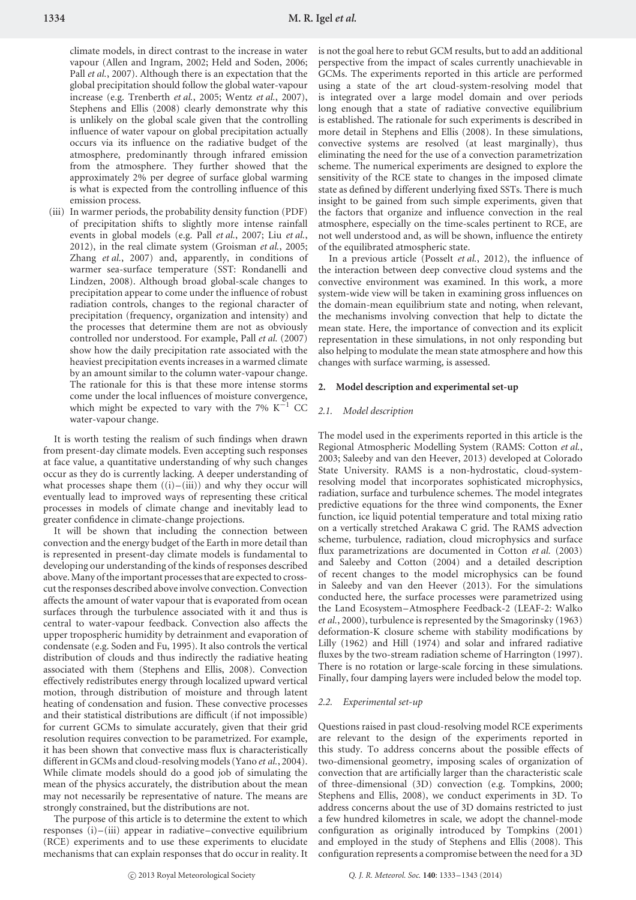climate models, in direct contrast to the increase in water vapour (Allen and Ingram, 2002; Held and Soden, 2006; Pall *et al.*, 2007). Although there is an expectation that the global precipitation should follow the global water-vapour increase (e.g. Trenberth *et al.*, 2005; Wentz *et al.*, 2007), Stephens and Ellis (2008) clearly demonstrate why this is unlikely on the global scale given that the controlling influence of water vapour on global precipitation actually occurs via its influence on the radiative budget of the atmosphere, predominantly through infrared emission from the atmosphere. They further showed that the approximately 2% per degree of surface global warming is what is expected from the controlling influence of this emission process.

(iii) In warmer periods, the probability density function (PDF) of precipitation shifts to slightly more intense rainfall events in global models (e.g. Pall *et al.*, 2007; Liu *et al.*, 2012), in the real climate system (Groisman *et al.*, 2005; Zhang *et al.*, 2007) and, apparently, in conditions of warmer sea-surface temperature (SST: Rondanelli and Lindzen, 2008). Although broad global-scale changes to precipitation appear to come under the influence of robust radiation controls, changes to the regional character of precipitation (frequency, organization and intensity) and the processes that determine them are not as obviously controlled nor understood. For example, Pall *et al.* (2007) show how the daily precipitation rate associated with the heaviest precipitation events increases in a warmed climate by an amount similar to the column water-vapour change. The rationale for this is that these more intense storms come under the local influences of moisture convergence, which might be expected to vary with the 7% $K^{-1}$ CC water-vapour change.

It is worth testing the realism of such findings when drawn from present-day climate models. Even accepting such responses at face value, a quantitative understanding of why such changes occur as they do is currently lacking. A deeper understanding of what processes shape them ((i)–(iii)) and why they occur will eventually lead to improved ways of representing these critical processes in models of climate change and inevitably lead to greater confidence in climate-change projections.

It will be shown that including the connection between convection and the energy budget of the Earth in more detail than is represented in present-day climate models is fundamental to developing our understanding of the kinds of responses described above. Many of the important processes that are expected to cross-cut the responses described above involve convection. Convection affects the amount of water vapour that is evaporated from ocean surfaces through the turbulence associated with it and thus is central to water-vapour feedback. Convection also affects the upper tropospheric humidity by detrainment and evaporation of condensate (e.g. Soden and Fu, 1995). It also controls the vertical distribution of clouds and thus indirectly the radiative heating associated with them (Stephens and Ellis, 2008). Convection effectively redistributes energy through localized upward vertical motion, through distribution of moisture and through latent heating of condensation and fusion. These convective processes and their statistical distributions are difficult (if not impossible) for current GCMs to simulate accurately, given that their grid resolution requires convection to be parametrized. For example, it has been shown that convective mass flux is characteristically different in GCMs and cloud-resolving models (Yano *et al.*, 2004). While climate models should do a good job of simulating the mean of the physics accurately, the distribution about the mean may not necessarily be representative of nature. The means are strongly constrained, but the distributions are not.

The purpose of this article is to determine the extent to which responses (i)–(iii) appear in radiative–convective equilibrium (RCE) experiments and to use these experiments to elucidate mechanisms that can explain responses that do occur in reality. It is not the goal here to rebut GCM results, but to add an additional perspective from the impact of scales currently unachievable in GCMs. The experiments reported in this article are performed using a state of the art cloud-system-resolving model that is integrated over a large model domain and over periods long enough that a state of radiative convective equilibrium is established. The rationale for such experiments is described in more detail in Stephens and Ellis (2008). In these simulations, convective systems are resolved (at least marginally), thus eliminating the need for the use of a convection parametrization scheme. The numerical experiments are designed to explore the sensitivity of the RCE state to changes in the imposed climate state as defined by different underlying fixed SSTs. There is much insight to be gained from such simple experiments, given that the factors that organize and influence convection in the real atmosphere, especially on the time-scales pertinent to RCE, are not well understood and, as will be shown, influence the entirety of the equilibrated atmospheric state.

In a previous article (Posselt *et al.*, 2012), the influence of the interaction between deep convective cloud systems and the convective environment was examined. In this work, a more system-wide view will be taken in examining gross influences on the domain-mean equilibrium state and noting, when relevant, the mechanisms involving convection that help to dictate the mean state. Here, the importance of convection and its explicit representation in these simulations, in not only responding but also helping to modulate the mean state atmosphere and how this changes with surface warming, is assessed.

## 2. Model description and experimental set-up

### 2.1. Model description

The model used in the experiments reported in this article is the Regional Atmospheric Modelling System (RAMS: Cotton *et al.*, 2003; Saleeby and van den Heever, 2013) developed at Colorado State University. RAMS is a non-hydrostatic, cloud-system-resolving model that incorporates sophisticated microphysics, radiation, surface and turbulence schemes. The model integrates predictive equations for the three wind components, the Exner function, ice liquid potential temperature and total mixing ratio on a vertically stretched Arakawa C grid. The RAMS advection scheme, turbulence, radiation, cloud microphysics and surface flux parametrizations are documented in Cotton *et al.* (2003) and Saleeby and Cotton (2004) and a detailed description of recent changes to the model microphysics can be found in Saleeby and van den Heever (2013). For the simulations conducted here, the surface processes were parametrized using the Land Ecosystem–Atmosphere Feedback-2 (LEAF-2: Walko *et al.*, 2000), turbulence is represented by the Smagorinsky (1963) deformation-K closure scheme with stability modifications by Lilly (1962) and Hill (1974) and solar and infrared radiative fluxes by the two-stream radiation scheme of Harrington (1997). There is no rotation or large-scale forcing in these simulations. Finally, four damping layers were included below the model top.

### 2.2. Experimental set-up

Questions raised in past cloud-resolving model RCE experiments are relevant to the design of the experiments reported in this study. To address concerns about the possible effects of two-dimensional geometry, imposing scales of organization of convection that are artificially larger than the characteristic scale of three-dimensional (3D) convection (e.g. Tompkins, 2000; Stephens and Ellis, 2008), we conduct experiments in 3D. To address concerns about the use of 3D domains restricted to just a few hundred kilometres in scale, we adopt the channel-mode configuration as originally introduced by Tompkins (2001) and employed in the study of Stephens and Ellis (2008). This configuration represents a compromise between the need for a 3D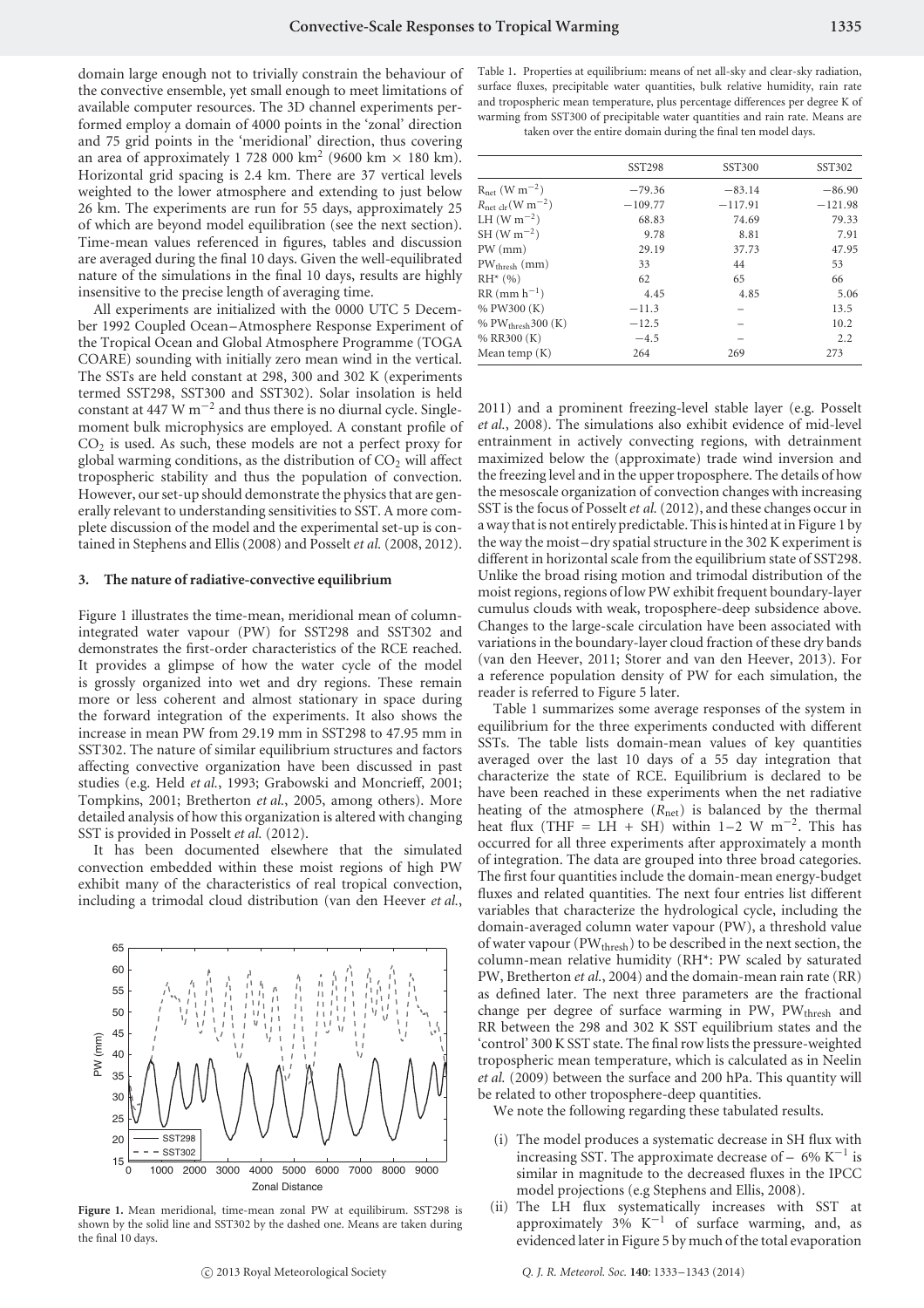domain large enough not to trivially constrain the behaviour of the convective ensemble, yet small enough to meet limitations of available computer resources. The 3D channel experiments performed employ a domain of 4000 points in the 'zonal' direction and 75 grid points in the 'meridional' direction, thus covering an area of approximately 1 728 000 km$^2$ (9600 km × 180 km). Horizontal grid spacing is 2.4 km. There are 37 vertical levels weighted to the lower atmosphere and extending to just below 26 km. The experiments are run for 55 days, approximately 25 of which are beyond model equilibration (see the next section). Time-mean values referenced in figures, tables and discussion are averaged during the final 10 days. Given the well-equilibrated nature of the simulations in the final 10 days, results are highly insensitive to the precise length of averaging time.

All experiments are initialized with the 0000 UTC 5 December 1992 Coupled Ocean–Atmosphere Response Experiment of the Tropical Ocean and Global Atmosphere Programme (TOGA COARE) sounding with initially zero mean wind in the vertical. The SSTs are held constant at 298, 300 and 302 K (experiments termed SST298, SST300 and SST302). Solar insolation is held constant at 447 W m$^{-2}$ and thus there is no diurnal cycle. Single-moment bulk microphysics are employed. A constant profile of $CO_2$ is used. As such, these models are not a perfect proxy for global warming conditions, as the distribution of $CO_2$ will affect tropospheric stability and thus the population of convection. However, our set-up should demonstrate the physics that are generally relevant to understanding sensitivities to SST. A more complete discussion of the model and the experimental set-up is contained in Stephens and Ellis (2008) and Posselt *et al.* (2008, 2012).

## 3. The nature of radiative-convective equilibrium

Figure 1 illustrates the time-mean, meridional mean of column-integrated water vapour (PW) for SST298 and SST302 and demonstrates the first-order characteristics of the RCE reached. It provides a glimpse of how the water cycle of the model is grossly organized into wet and dry regions. These remain more or less coherent and almost stationary in space during the forward integration of the experiments. It also shows the increase in mean PW from 29.19 mm in SST298 to 47.95 mm in SST302. The nature of similar equilibrium structures and factors affecting convective organization have been discussed in past studies (e.g. Held *et al.*, 1993; Grabowski and Moncrieff, 2001; Tompkins, 2001; Bretherton *et al.*, 2005, among others). More detailed analysis of how this organization is altered with changing SST is provided in Posselt *et al.* (2012).

It has been documented elsewhere that the simulated convection embedded within these moist regions of high PW exhibit many of the characteristics of real tropical convection, including a trimodal cloud distribution (van den Heever *et al.*, 2011) and a prominent freezing-level stable layer (e.g. Posselt *et al.*, 2008). The simulations also exhibit evidence of mid-level entrainment in actively convecting regions, with detrainment maximized below the (approximate) trade wind inversion and the freezing level and in the upper troposphere. The details of how the mesoscale organization of convection changes with increasing SST is the focus of Posselt *et al.* (2012), and these changes occur in a way that is not entirely predictable. This is hinted at in Figure 1 by the way the moist–dry spatial structure in the 302 K experiment is different in horizontal scale from the equilibrium state of SST298. Unlike the broad rising motion and trimodal distribution of the moist regions, regions of low PW exhibit frequent boundary-layer cumulus clouds with weak, troposphere-deep subsidence above. Changes to the large-scale circulation have been associated with variations in the boundary-layer cloud fraction of these dry bands (van den Heever, 2011; Storer and van den Heever, 2013). For a reference population density of PW for each simulation, the reader is referred to Figure 5 later.

**Figure 1.** Mean meridional, time-mean zonal PW at equilibrium. SST298 is shown by the solid line and SST302 by the dashed one. Means are taken during the final 10 days.

Table 1. Properties at equilibrium: means of net all-sky and clear-sky radiation, surface fluxes, precipitable water quantities, bulk relative humidity, rain rate and tropospheric mean temperature, plus percentage differences per degree K of warming from SST300 of precipitable water quantities and rain rate. Means are taken over the entire domain during the final ten model days.

| | SST298 | SST300 | SST302 |
|---|---|---|---|
| $R_{net}$ (W m$^{-2}$) | −79.36 | −83.14 | −86.90 |
| $R_{net\ clr}$ (W m$^{-2}$) | −109.77 | −117.91 | −121.98 |
| LH (W m$^{-2}$) | 68.83 | 74.69 | 79.33 |
| SH (W m$^{-2}$) | 9.78 | 8.81 | 7.91 |
| PW (mm) | 29.19 | 37.73 | 47.95 |
| $PW_{thresh}$ (mm) | 33 | 44 | 53 |
| RH* (%) | 62 | 65 | 66 |
| RR (mm h$^{-1}$) | 4.45 | 4.85 | 5.06 |
| % PW300 (K) | −11.3 | – | 13.5 |
| % $PW_{thresh}$300 (K) | −12.5 | – | 10.2 |
| % RR300 (K) | −4.5 | – | 2.2 |
| Mean temp (K) | 264 | 269 | 273 |

Table 1 summarizes some average responses of the system in equilibrium for the three experiments conducted with different SSTs. The table lists domain-mean values of key quantities averaged over the last 10 days of a 55 day integration that characterize the state of RCE. Equilibrium is declared to be have been reached in these experiments when the net radiative heating of the atmosphere ($R_{net}$) is balanced by the thermal heat flux (THF = LH + SH) within 1–2 W m$^{-2}$. This has occurred for all three experiments after approximately a month of integration. The data are grouped into three broad categories. The first four quantities include the domain-mean energy-budget fluxes and related quantities. The next four entries list different variables that characterize the hydrological cycle, including the domain-averaged column water vapour (PW), a threshold value of water vapour ($PW_{thresh}$) to be described in the next section, the column-mean relative humidity (RH*: PW scaled by saturated PW, Bretherton *et al.*, 2004) and the domain-mean rain rate (RR) as defined later. The next three parameters are the fractional change per degree of surface warming in PW, $PW_{thresh}$ and RR between the 298 and 302 K SST equilibrium states and the 'control' 300 K SST state. The final row lists the pressure-weighted tropospheric mean temperature, which is calculated as in Neelin *et al.* (2009) between the surface and 200 hPa. This quantity will be related to other troposphere-deep quantities.

We note the following regarding these tabulated results.

(i) The model produces a systematic decrease in SH flux with increasing SST. The approximate decrease of − 6% K$^{-1}$ is similar in magnitude to the decreased fluxes in the IPCC model projections (e.g Stephens and Ellis, 2008).

(ii) The LH flux systematically increases with SST at approximately 3% K$^{-1}$ of surface warming, and, as evidenced later in Figure 5 by much of the total evaporation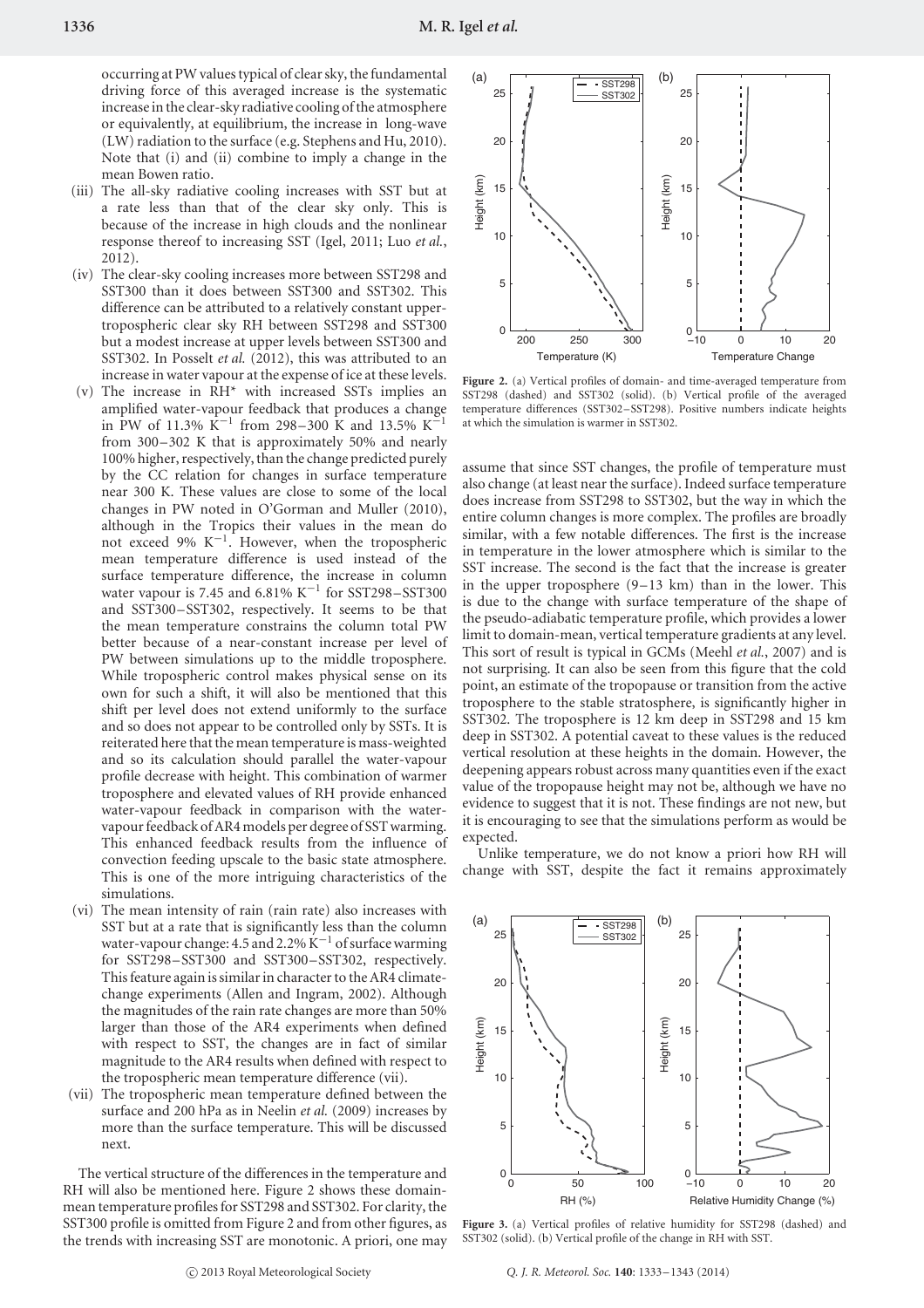occurring at PW values typical of clear sky, the fundamental driving force of this averaged increase is the systematic increase in the clear-sky radiative cooling of the atmosphere or equivalently, at equilibrium, the increase in long-wave (LW) radiation to the surface (e.g. Stephens and Hu, 2010). Note that (i) and (ii) combine to imply a change in the mean Bowen ratio.

(iii) The all-sky radiative cooling increases with SST but at a rate less than that of the clear sky only. This is because of the increase in high clouds and the nonlinear response thereof to increasing SST (Igel, 2011; Luo *et al.*, 2012).

(iv) The clear-sky cooling increases more between SST298 and SST300 than it does between SST300 and SST302. This difference can be attributed to a relatively constant upper-tropospheric clear sky RH between SST298 and SST300 but a modest increase at upper levels between SST300 and SST302. In Posselt *et al.* (2012), this was attributed to an increase in water vapour at the expense of ice at these levels.

(v) The increase in RH* with increased SSTs implies an amplified water-vapour feedback that produces a change in PW of 11.3% $K^{-1}$ from 298–300 K and 13.5% $K^{-1}$ from 300–302 K that is approximately 50% and nearly 100% higher, respectively, than the change predicted purely by the CC relation for changes in surface temperature near 300 K. These values are close to some of the local changes in PW noted in O'Gorman and Muller (2010), although in the Tropics their values in the mean do not exceed 9% $K^{-1}$. However, when the tropospheric mean temperature difference is used instead of the surface temperature difference, the increase in column water vapour is 7.45 and 6.81% $K^{-1}$ for SST298–SST300 and SST300–SST302, respectively. It seems to be that the mean temperature constrains the column total PW better because of a near-constant increase per level of PW between simulations up to the middle troposphere. While tropospheric control makes physical sense on its own for such a shift, it will also be mentioned that this shift per level does not extend uniformly to the surface and so does not appear to be controlled only by SSTs. It is reiterated here that the mean temperature is mass-weighted and so its calculation should parallel the water-vapour profile decrease with height. This combination of warmer troposphere and elevated values of RH provide enhanced water-vapour feedback in comparison with the water-vapour feedback of AR4 models per degree of SST warming. This enhanced feedback results from the influence of convection feeding upscale to the basic state atmosphere. This is one of the more intriguing characteristics of the simulations.

(vi) The mean intensity of rain (rain rate) also increases with SST but at a rate that is significantly less than the column water-vapour change: 4.5 and 2.2% $K^{-1}$ of surface warming for SST298–SST300 and SST300–SST302, respectively. This feature again is similar in character to the AR4 climate-change experiments (Allen and Ingram, 2002). Although the magnitudes of the rain rate changes are more than 50% larger than those of the AR4 experiments when defined with respect to SST, the changes are in fact of similar magnitude to the AR4 results when defined with respect to the tropospheric mean temperature difference (vii).

(vii) The tropospheric mean temperature defined between the surface and 200 hPa as in Neelin *et al.* (2009) increases by more than the surface temperature. This will be discussed next.

The vertical structure of the differences in the temperature and RH will also be mentioned here. Figure 2 shows these domain-mean temperature profiles for SST298 and SST302. For clarity, the SST300 profile is omitted from Figure 2 and from other figures, as the trends with increasing SST are monotonic. A priori, one may assume that since SST changes, the profile of temperature must also change (at least near the surface). Indeed surface temperature does increase from SST298 to SST302, but the way in which the entire column changes is more complex. The profiles are broadly similar, with a few notable differences. The first is the increase in temperature in the lower atmosphere which is similar to the SST increase. The second is the fact that the increase is greater in the upper troposphere (9–13 km) than in the lower. This is due to the change with surface temperature of the shape of the pseudo-adiabatic temperature profile, which provides a lower limit to domain-mean, vertical temperature gradients at any level. This sort of result is typical in GCMs (Meehl *et al.*, 2007) and is not surprising. It can also be seen from this figure that the cold point, an estimate of the tropopause or transition from the active troposphere to the stable stratosphere, is significantly higher in SST302. The troposphere is 12 km deep in SST298 and 15 km deep in SST302. A potential caveat to these values is the reduced vertical resolution at these heights in the domain. However, the deepening appears robust across many quantities even if the exact value of the tropopause height may not be, although we have no evidence to suggest that it is not. These findings are not new, but it is encouraging to see that the simulations perform as would be expected.

**Figure 2.** (a) Vertical profiles of domain- and time-averaged temperature from SST298 (dashed) and SST302 (solid). (b) Vertical profile of the averaged temperature differences (SST302–SST298). Positive numbers indicate heights at which the simulation is warmer in SST302.

Unlike temperature, we do not know a priori how RH will change with SST, despite the fact it remains approximately

**Figure 3.** (a) Vertical profiles of relative humidity for SST298 (dashed) and SST302 (solid). (b) Vertical profile of the change in RH with SST.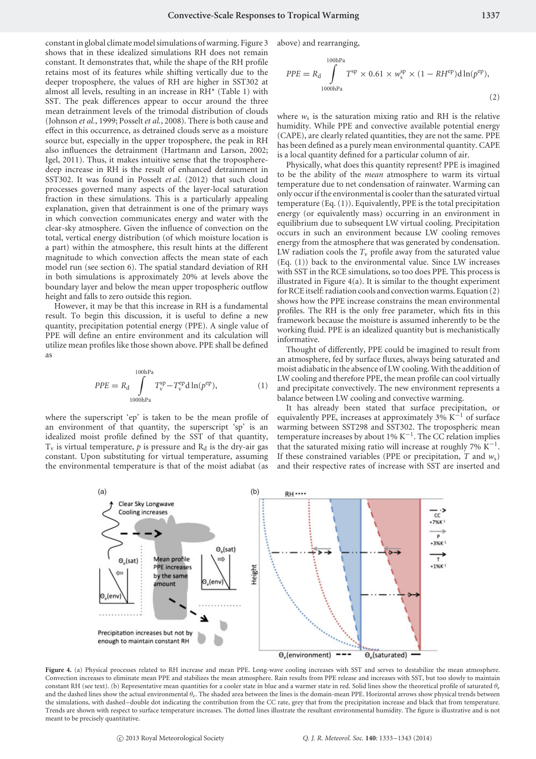constant in global climate model simulations of warming. Figure 3 shows that in these idealized simulations RH does not remain constant. It demonstrates that, while the shape of the RH profile retains most of its features while shifting vertically due to the deeper troposphere, the values of RH are higher in SST302 at almost all levels, resulting in an increase in RH* (Table 1) with SST. The peak differences appear to occur around the three mean detrainment levels of the trimodal distribution of clouds (Johnson *et al.*, 1999; Posselt *et al.*, 2008). There is both cause and effect in this occurrence, as detrained clouds serve as a moisture source but, especially in the upper troposphere, the peak in RH also influences the detrainment (Hartmann and Larson, 2002; Igel, 2011). Thus, it makes intuitive sense that the troposphere-deep increase in RH is the result of enhanced detrainment in SST302. It was found in Posselt *et al.* (2012) that such cloud processes governed many aspects of the layer-local saturation fraction in these simulations. This is a particularly appealing explanation, given that detrainment is one of the primary ways in which convection communicates energy and water with the clear-sky atmosphere. Given the influence of convection on the total, vertical energy distribution (of which moisture location is a part) within the atmosphere, this result hints at the different magnitude to which convection affects the mean state of each model run (see section 6). The spatial standard deviation of RH in both simulations is approximately 20% at levels above the boundary layer and below the mean upper tropospheric outflow height and falls to zero outside this region.

However, it may be that this increase in RH is a fundamental result. To begin this discussion, it is useful to define a new quantity, precipitation potential energy (PPE). A single value of PPE will define an entire environment and its calculation will utilize mean profiles like those shown above. PPE shall be defined as

$$PPE = R_d \int_{1000\text{hPa}}^{100\text{hPa}} T_v^{sp} - T_v^{ep} \, d\ln(p^{ep}), \tag{1}$$

where the superscript 'ep' is taken to be the mean profile of an environment of that quantity, the superscript 'sp' is an idealized moist profile defined by the SST of that quantity, $T_v$ is virtual temperature, $p$ is pressure and $R_d$ is the dry-air gas constant. Upon substituting for virtual temperature, assuming the environmental temperature is that of the moist adiabat (as above) and rearranging,

$$PPE = R_d \int_{1000\text{hPa}}^{100\text{hPa}} T^{sp} \times 0.61 \times w_s^{sp} \times (1 - RH^{ep}) \, d\ln(p^{ep}), \tag{2}$$

where $w_s$ is the saturation mixing ratio and RH is the relative humidity. While PPE and convective available potential energy (CAPE), are clearly related quantities, they are not the same. PPE has been defined as a purely mean environmental quantity. CAPE is a local quantity defined for a particular column of air.

Physically, what does this quantity represent? PPE is imagined to be the ability of the *mean* atmosphere to warm its virtual temperature due to net condensation of rainwater. Warming can only occur if the environmental is cooler than the saturated virtual temperature (Eq. (1)). Equivalently, PPE is the total precipitation energy (or equivalently mass) occurring in an environment in equilibrium due to subsequent LW virtual cooling. Precipitation occurs in such an environment because LW cooling removes energy from the atmosphere that was generated by condensation. LW radiation cools the $T_v$ profile away from the saturated value (Eq. (1)) back to the environmental value. Since LW increases with SST in the RCE simulations, so too does PPE. This process is illustrated in Figure 4(a). It is similar to the thought experiment for RCE itself: radiation cools and convection warms. Equation (2) shows how the PPE increase constrains the mean environmental profiles. The RH is the only free parameter, which fits in this framework because the moisture is assumed inherently to be the working fluid. PPE is an idealized quantity but is mechanistically informative.

Thought of differently, PPE could be imagined to result from an atmosphere, fed by surface fluxes, always being saturated and moist adiabatic in the absence of LW cooling. With the addition of LW cooling and therefore PPE, the mean profile can cool virtually and precipitate convectively. The new environment represents a balance between LW cooling and convective warming.

It has already been stated that surface precipitation, or equivalently PPE, increases at approximately 3% K$^{-1}$ of surface warming between SST298 and SST302. The tropospheric mean temperature increases by about 1% K$^{-1}$. The CC relation implies that the saturated mixing ratio will increase at roughly 7% K$^{-1}$. If these constrained variables (PPE or precipitation, $T$ and $w_s$) and their respective rates of increase with SST are inserted and

**Figure 4.** (a) Physical processes related to RH increase and mean PPE. Long-wave cooling increases with SST and serves to destabilize the mean atmosphere. Convection increases to eliminate mean PPE and stabilizes the mean atmosphere. Rain results from PPE release and increases with SST, but too slowly to maintain constant RH (see text). (b) Representative mean quantities for a cooler state in blue and a warmer state in red. Solid lines show the theoretical profile of saturated $\theta_e$ and the dashed lines show the actual environmental $\theta_e$. The shaded area between the lines is the domain-mean PPE. Horizontal arrows show physical trends between the simulations, with dashed–double dot indicating the contribution from the CC rate, grey that from the precipitation increase and black that from temperature. Trends are shown with respect to surface temperature increases. The dotted lines illustrate the resultant environmental humidity. The figure is illustrative and is not meant to be precisely quantitative.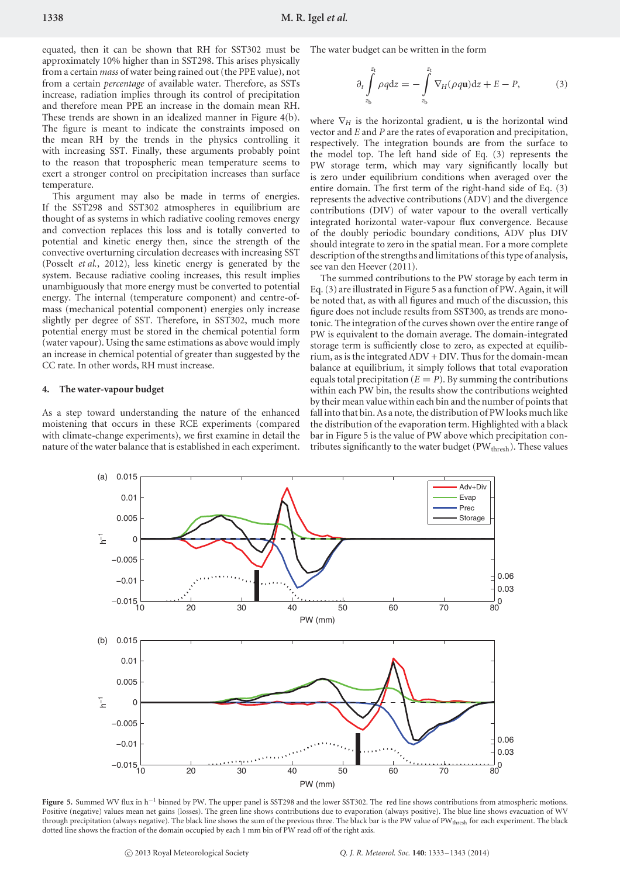equated, then it can be shown that RH for SST302 must be approximately 10% higher than in SST298. This arises physically from a certain *mass* of water being rained out (the PPE value), not from a certain *percentage* of available water. Therefore, as SSTs increase, radiation implies through its control of precipitation and therefore mean PPE an increase in the domain mean RH. These trends are shown in an idealized manner in Figure 4(b). The figure is meant to indicate the constraints imposed on the mean RH by the trends in the physics controlling it with increasing SST. Finally, these arguments probably point to the reason that tropospheric mean temperature seems to exert a stronger control on precipitation increases than surface temperature.

This argument may also be made in terms of energies. If the SST298 and SST302 atmospheres in equilibrium are thought of as systems in which radiative cooling removes energy and convection replaces this loss and is totally converted to potential and kinetic energy then, since the strength of the convective overturning circulation decreases with increasing SST (Posselt *et al.*, 2012), less kinetic energy is generated by the system. Because radiative cooling increases, this result implies unambiguously that more energy must be converted to potential energy. The internal (temperature component) and centre-of-mass (mechanical potential component) energies only increase slightly per degree of SST. Therefore, in SST302, much more potential energy must be stored in the chemical potential form (water vapour). Using the same estimations as above would imply an increase in chemical potential of greater than suggested by the CC rate. In other words, RH must increase.

## 4. The water-vapour budget

As a step toward understanding the nature of the enhanced moistening that occurs in these RCE experiments (compared with climate-change experiments), we first examine in detail the nature of the water balance that is established in each experiment. The water budget can be written in the form

$$\partial_t \int_{z_b}^{z_t} \rho q \mathrm{d}z = -\int_{z_b}^{z_t} \nabla_H(\rho q \mathbf{u}) \mathrm{d}z + E - P, \tag{3}$$

where $\nabla_H$ is the horizontal gradient, $\mathbf{u}$ is the horizontal wind vector and $E$ and $P$ are the rates of evaporation and precipitation, respectively. The integration bounds are from the surface to the model top. The left hand side of Eq. (3) represents the PW storage term, which may vary significantly locally but is zero under equilibrium conditions when averaged over the entire domain. The first term of the right-hand side of Eq. (3) represents the advective contributions (ADV) and the divergence contributions (DIV) of water vapour to the overall vertically integrated horizontal water-vapour flux convergence. Because of the doubly periodic boundary conditions, ADV plus DIV should integrate to zero in the spatial mean. For a more complete description of the strengths and limitations of this type of analysis, see van den Heever (2011).

The summed contributions to the PW storage by each term in Eq. (3) are illustrated in Figure 5 as a function of PW. Again, it will be noted that, as with all figures and much of the discussion, this figure does not include results from SST300, as trends are monotonic. The integration of the curves shown over the entire range of PW is equivalent to the domain average. The domain-integrated storage term is sufficiently close to zero, as expected at equilibrium, as is the integrated ADV + DIV. Thus for the domain-mean balance at equilibrium, it simply follows that total evaporation equals total precipitation ($E = P$). By summing the contributions within each PW bin, the results show the contributions weighted by their mean value within each bin and the number of points that fall into that bin. As a note, the distribution of PW looks much like the distribution of the evaporation term. Highlighted with a black bar in Figure 5 is the value of PW above which precipitation contributes significantly to the water budget ($PW_{thresh}$). These values

**Figure 5.** Summed WV flux in $h^{-1}$ binned by PW. The upper panel is SST298 and the lower SST302. The red line shows contributions from atmospheric motions. Positive (negative) values mean net gains (losses). The green line shows contributions due to evaporation (always positive). The blue line shows evacuation of WV through precipitation (always negative). The black line shows the sum of the previous three. The black bar is the PW value of $PW_{thresh}$ for each experiment. The black dotted line shows the fraction of the domain occupied by each 1 mm bin of PW read off of the right axis.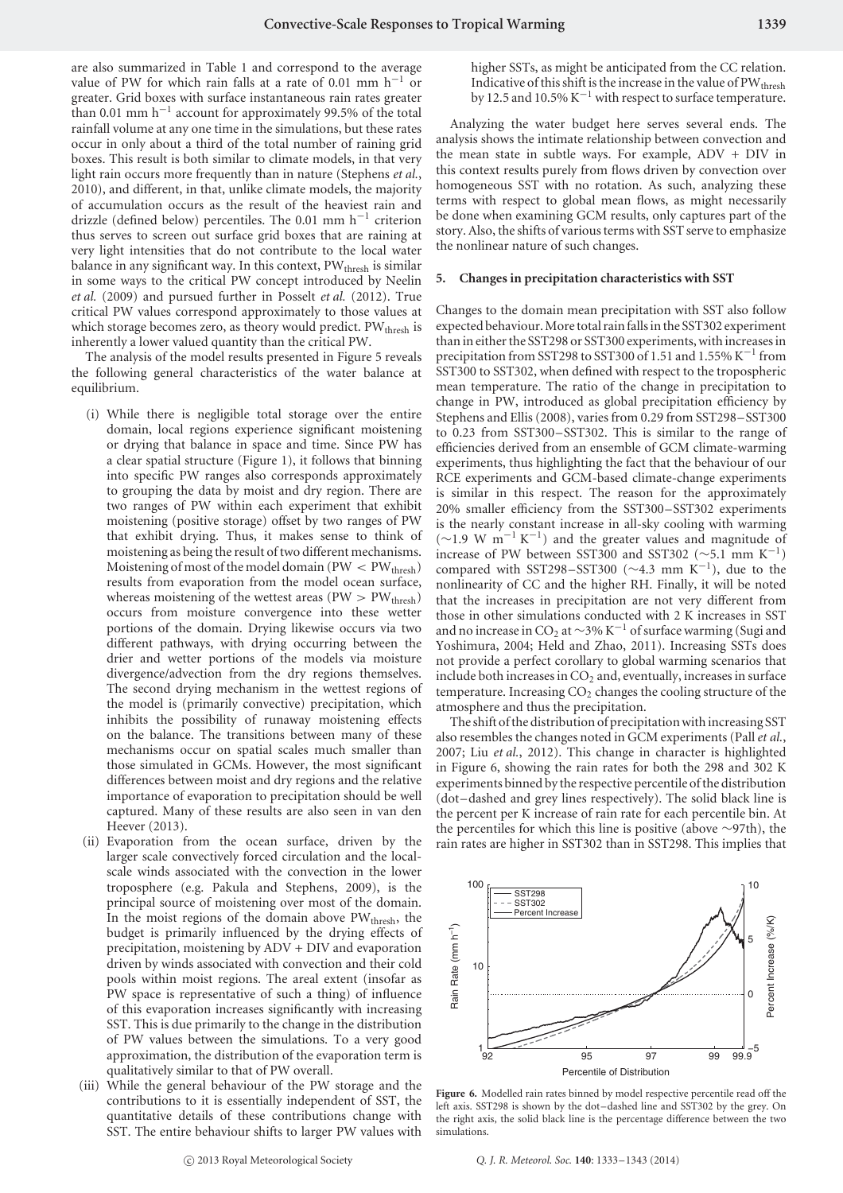are also summarized in Table 1 and correspond to the average value of PW for which rain falls at a rate of 0.01 mm $h^{-1}$ or greater. Grid boxes with surface instantaneous rain rates greater than 0.01 mm $h^{-1}$ account for approximately 99.5% of the total rainfall volume at any one time in the simulations, but these rates occur in only about a third of the total number of raining grid boxes. This result is both similar to climate models, in that very light rain occurs more frequently than in nature (Stephens *et al.*, 2010), and different, in that, unlike climate models, the majority of accumulation occurs as the result of the heaviest rain and drizzle (defined below) percentiles. The 0.01 mm $h^{-1}$ criterion thus serves to screen out surface grid boxes that are raining at very light intensities that do not contribute to the local water balance in any significant way. In this context, $PW_{thresh}$ is similar in some ways to the critical PW concept introduced by Neelin *et al.* (2009) and pursued further in Posselt *et al.* (2012). True critical PW values correspond approximately to those values at which storage becomes zero, as theory would predict. $PW_{thresh}$ is inherently a lower valued quantity than the critical PW.

The analysis of the model results presented in Figure 5 reveals the following general characteristics of the water balance at equilibrium.

(i) While there is negligible total storage over the entire domain, local regions experience significant moistening or drying that balance in space and time. Since PW has a clear spatial structure (Figure 1), it follows that binning into specific PW ranges also corresponds approximately to grouping the data by moist and dry region. There are two ranges of PW within each experiment that exhibit moistening (positive storage) offset by two ranges of PW that exhibit drying. Thus, it makes sense to think of moistening as being the result of two different mechanisms. Moistening of most of the model domain ($PW < PW_{thresh}$) results from evaporation from the model ocean surface, whereas moistening of the wettest areas ($PW > PW_{thresh}$) occurs from moisture convergence into these wetter portions of the domain. Drying likewise occurs via two different pathways, with drying occurring between the drier and wetter portions of the models via moisture divergence/advection from the dry regions themselves. The second drying mechanism in the wettest regions of the model is (primarily convective) precipitation, which inhibits the possibility of runaway moistening effects on the balance. The transitions between many of these mechanisms occur on spatial scales much smaller than those simulated in GCMs. However, the most significant differences between moist and dry regions and the relative importance of evaporation to precipitation should be well captured. Many of these results are also seen in van den Heever (2013).

(ii) Evaporation from the ocean surface, driven by the larger scale convectively forced circulation and the local-scale winds associated with the convection in the lower troposphere (e.g. Pakula and Stephens, 2009), is the principal source of moistening over most of the domain. In the moist regions of the domain above $PW_{thresh}$, the budget is primarily influenced by the drying effects of precipitation, moistening by ADV + DIV and evaporation driven by winds associated with convection and their cold pools within moist regions. The areal extent (insofar as PW space is representative of such a thing) of influence of this evaporation increases significantly with increasing SST. This is due primarily to the change in the distribution of PW values between the simulations. To a very good approximation, the distribution of the evaporation term is qualitatively similar to that of PW overall.

(iii) While the general behaviour of the PW storage and the contributions to it is essentially independent of SST, the quantitative details of these contributions change with SST. The entire behaviour shifts to larger PW values with higher SSTs, as might be anticipated from the CC relation. Indicative of this shift is the increase in the value of $PW_{thresh}$ by 12.5 and 10.5% $K^{-1}$ with respect to surface temperature.

Analyzing the water budget here serves several ends. The analysis shows the intimate relationship between convection and the mean state in subtle ways. For example, ADV + DIV in this context results purely from flows driven by convection over homogeneous SST with no rotation. As such, analyzing these terms with respect to global mean flows, as might necessarily be done when examining GCM results, only captures part of the story. Also, the shifts of various terms with SST serve to emphasize the nonlinear nature of such changes.

## 5. Changes in precipitation characteristics with SST

Changes to the domain mean precipitation with SST also follow expected behaviour. More total rain falls in the SST302 experiment than in either the SST298 or SST300 experiments, with increases in precipitation from SST298 to SST300 of 1.51 and 1.55% $K^{-1}$ from SST300 to SST302, when defined with respect to the tropospheric mean temperature. The ratio of the change in precipitation to change in PW, introduced as global precipitation efficiency by Stephens and Ellis (2008), varies from 0.29 from SST298–SST300 to 0.23 from SST300–SST302. This is similar to the range of efficiencies derived from an ensemble of GCM climate-warming experiments, thus highlighting the fact that the behaviour of our RCE experiments and GCM-based climate-change experiments is similar in this respect. The reason for the approximately 20% smaller efficiency from the SST300–SST302 experiments is the nearly constant increase in all-sky cooling with warming ($\sim$1.9 W $m^{-1}$ $K^{-1}$) and the greater values and magnitude of increase of PW between SST300 and SST302 ($\sim$5.1 mm $K^{-1}$) compared with SST298–SST300 ($\sim$4.3 mm $K^{-1}$), due to the nonlinearity of CC and the higher RH. Finally, it will be noted that the increases in precipitation are not very different from those in other simulations conducted with 2 K increases in SST and no increase in $CO_2$ at $\sim$3% $K^{-1}$ of surface warming (Sugi and Yoshimura, 2004; Held and Zhao, 2011). Increasing SSTs does not provide a perfect corollary to global warming scenarios that include both increases in $CO_2$ and, eventually, increases in surface temperature. Increasing $CO_2$ changes the cooling structure of the atmosphere and thus the precipitation.

The shift of the distribution of precipitation with increasing SST also resembles the changes noted in GCM experiments (Pall *et al.*, 2007; Liu *et al.*, 2012). This change in character is highlighted in Figure 6, showing the rain rates for both the 298 and 302 K experiments binned by the respective percentile of the distribution (dot–dashed and grey lines respectively). The solid black line is the percent per K increase of rain rate for each percentile bin. At the percentiles for which this line is positive (above $\sim$97th), the rain rates are higher in SST302 than in SST298. This implies that

**Figure 6.** Modelled rain rates binned by model respective percentile read off the left axis. SST298 is shown by the dot–dashed line and SST302 by the grey. On the right axis, the solid black line is the percentage difference between the two simulations.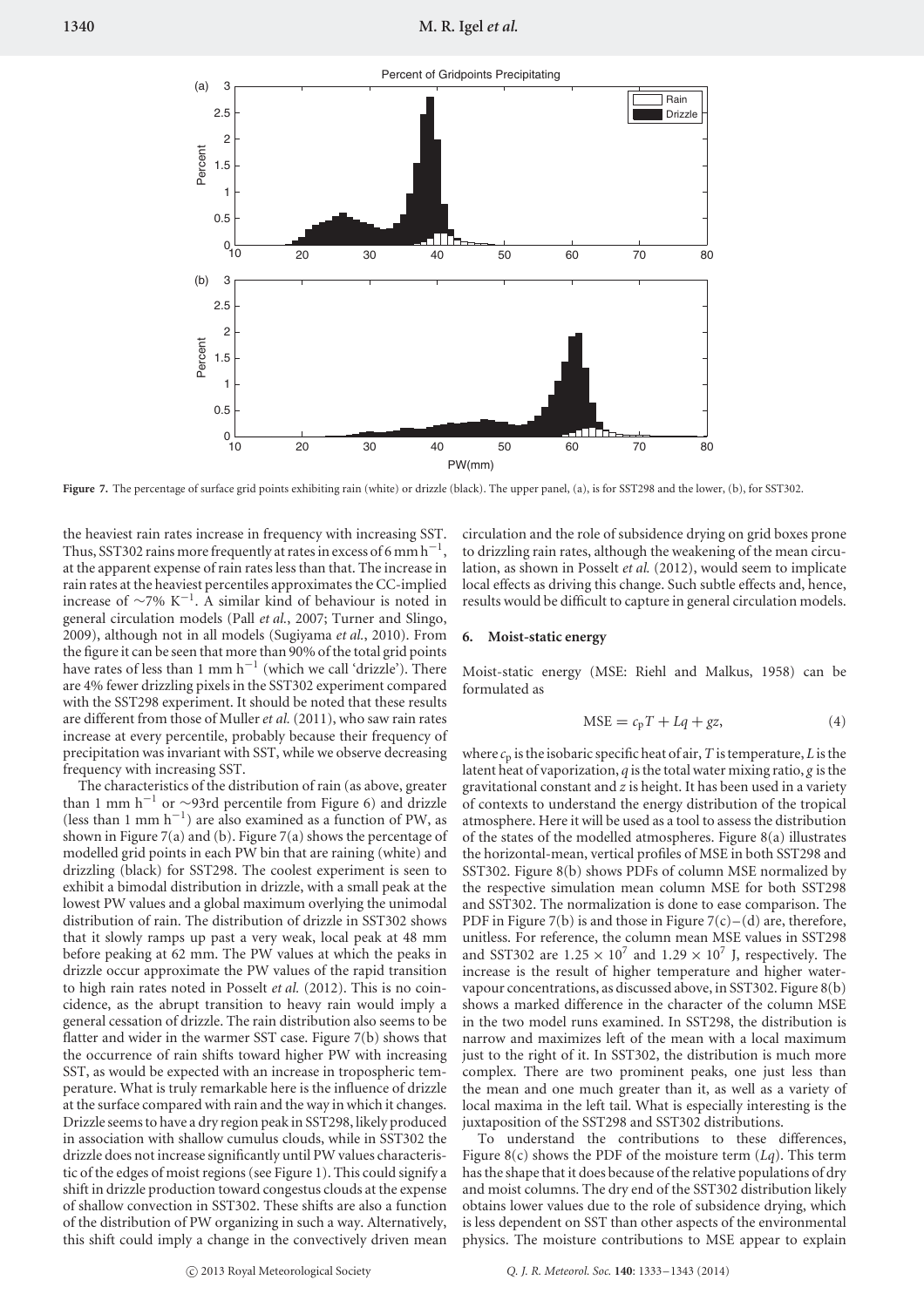**Figure 7.** The percentage of surface grid points exhibiting rain (white) or drizzle (black). The upper panel, (a), is for SST298 and the lower, (b), for SST302.

the heaviest rain rates increase in frequency with increasing SST. Thus, SST302 rains more frequently at rates in excess of 6 mm h$^{-1}$, at the apparent expense of rain rates less than that. The increase in rain rates at the heaviest percentiles approximates the CC-implied increase of ∼7% K$^{-1}$. A similar kind of behaviour is noted in general circulation models (Pall *et al.*, 2007; Turner and Slingo, 2009), although not in all models (Sugiyama *et al.*, 2010). From the figure it can be seen that more than 90% of the total grid points have rates of less than 1 mm h$^{-1}$ (which we call 'drizzle'). There are 4% fewer drizzling pixels in the SST302 experiment compared with the SST298 experiment. It should be noted that these results are different from those of Muller *et al.* (2011), who saw rain rates increase at every percentile, probably because their frequency of precipitation was invariant with SST, while we observe decreasing frequency with increasing SST.

The characteristics of the distribution of rain (as above, greater than 1 mm h$^{-1}$ or ∼93rd percentile from Figure 6) and drizzle (less than 1 mm h$^{-1}$) are also examined as a function of PW, as shown in Figure 7(a) and (b). Figure 7(a) shows the percentage of modelled grid points in each PW bin that are raining (white) and drizzling (black) for SST298. The coolest experiment is seen to exhibit a bimodal distribution in drizzle, with a small peak at the lowest PW values and a global maximum overlying the unimodal distribution of rain. The distribution of drizzle in SST302 shows that it slowly ramps up past a very weak, local peak at 48 mm before peaking at 62 mm. The PW values at which the peaks in drizzle occur approximate the PW values of the rapid transition to high rain rates noted in Posselt *et al.* (2012). This is no coincidence, as the abrupt transition to heavy rain would imply a general cessation of drizzle. The rain distribution also seems to be flatter and wider in the warmer SST case. Figure 7(b) shows that the occurrence of rain shifts toward higher PW with increasing SST, as would be expected with an increase in tropospheric temperature. What is truly remarkable here is the influence of drizzle at the surface compared with rain and the way in which it changes. Drizzle seems to have a dry region peak in SST298, likely produced in association with shallow cumulus clouds, while in SST302 the drizzle does not increase significantly until PW values characteristic of the edges of moist regions (see Figure 1). This could signify a shift in drizzle production toward congestus clouds at the expense of shallow convection in SST302. These shifts are also a function of the distribution of PW organizing in such a way. Alternatively, this shift could imply a change in the convectively driven mean circulation and the role of subsidence drying on grid boxes prone to drizzling rain rates, although the weakening of the mean circulation, as shown in Posselt *et al.* (2012), would seem to implicate local effects as driving this change. Such subtle effects and, hence, results would be difficult to capture in general circulation models.

## 6. Moist-static energy

Moist-static energy (MSE: Riehl and Malkus, 1958) can be formulated as

$$\mathrm{MSE} = c_p T + Lq + gz, \tag{4}$$

where $c_p$ is the isobaric specific heat of air, $T$ is temperature, $L$ is the latent heat of vaporization, $q$ is the total water mixing ratio, $g$ is the gravitational constant and $z$ is height. It has been used in a variety of contexts to understand the energy distribution of the tropical atmosphere. Here it will be used as a tool to assess the distribution of the states of the modelled atmospheres. Figure 8(a) illustrates the horizontal-mean, vertical profiles of MSE in both SST298 and SST302. Figure 8(b) shows PDFs of column MSE normalized by the respective simulation mean column MSE for both SST298 and SST302. The normalization is done to ease comparison. The PDF in Figure 7(b) is and those in Figure 7(c)–(d) are, therefore, unitless. For reference, the column mean MSE values in SST298 and SST302 are $1.25 \times 10^7$ and $1.29 \times 10^7$ J, respectively. The increase is the result of higher temperature and higher water-vapour concentrations, as discussed above, in SST302. Figure 8(b) shows a marked difference in the character of the column MSE in the two model runs examined. In SST298, the distribution is narrow and maximizes left of the mean with a local maximum just to the right of it. In SST302, the distribution is much more complex. There are two prominent peaks, one just less than the mean and one much greater than it, as well as a variety of local maxima in the left tail. What is especially interesting is the juxtaposition of the SST298 and SST302 distributions.

To understand the contributions to these differences, Figure 8(c) shows the PDF of the moisture term ($Lq$). This term has the shape that it does because of the relative populations of dry and moist columns. The dry end of the SST302 distribution likely obtains lower values due to the role of subsidence drying, which is less dependent on SST than other aspects of the environmental physics. The moisture contributions to MSE appear to explain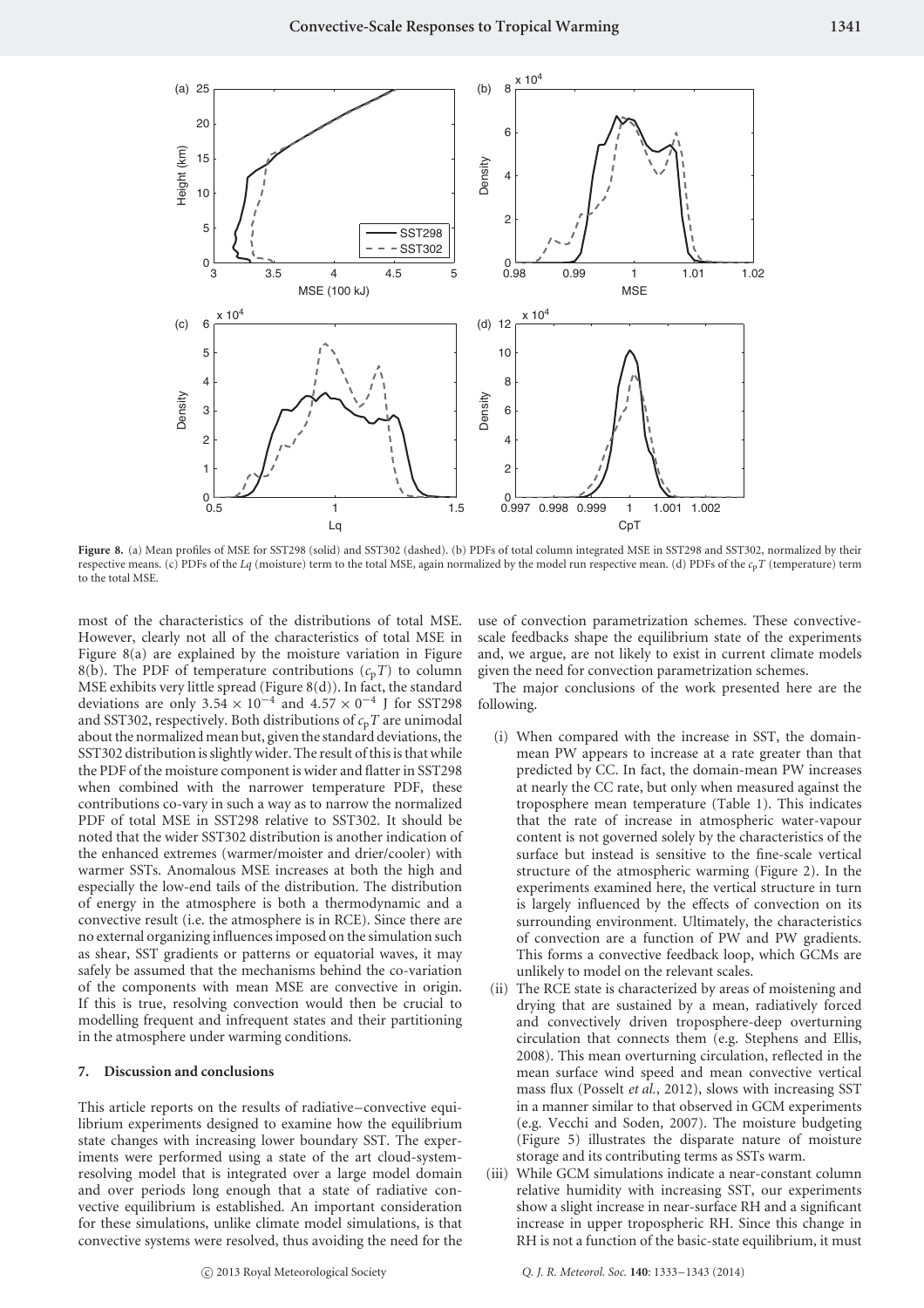**Figure 8.** (a) Mean profiles of MSE for SST298 (solid) and SST302 (dashed). (b) PDFs of total column integrated MSE in SST298 and SST302, normalized by their respective means. (c) PDFs of the $Lq$ (moisture) term to the total MSE, again normalized by the model run respective mean. (d) PDFs of the $c_pT$ (temperature) term to the total MSE.

most of the characteristics of the distributions of total MSE. However, clearly not all of the characteristics of total MSE in Figure 8(a) are explained by the moisture variation in Figure 8(b). The PDF of temperature contributions ($c_pT$) to column MSE exhibits very little spread (Figure 8(d)). In fact, the standard deviations are only $3.54 \times 10^{-4}$ and $4.57 \times 0^{-4}$ J for SST298 and SST302, respectively. Both distributions of $c_pT$ are unimodal about the normalized mean but, given the standard deviations, the SST302 distribution is slightly wider. The result of this is that while the PDF of the moisture component is wider and flatter in SST298 when combined with the narrower temperature PDF, these contributions co-vary in such a way as to narrow the normalized PDF of total MSE in SST298 relative to SST302. It should be noted that the wider SST302 distribution is another indication of the enhanced extremes (warmer/moister and drier/cooler) with warmer SSTs. Anomalous MSE increases at both the high and especially the low-end tails of the distribution. The distribution of energy in the atmosphere is both a thermodynamic and a convective result (i.e. the atmosphere is in RCE). Since there are no external organizing influences imposed on the simulation such as shear, SST gradients or patterns or equatorial waves, it may safely be assumed that the mechanisms behind the co-variation of the components with mean MSE are convective in origin. If this is true, resolving convection would then be crucial to modelling frequent and infrequent states and their partitioning in the atmosphere under warming conditions.

## 7. Discussion and conclusions

This article reports on the results of radiative–convective equilibrium experiments designed to examine how the equilibrium state changes with increasing lower boundary SST. The experiments were performed using a state of the art cloud-system-resolving model that is integrated over a large model domain and over periods long enough that a state of radiative convective equilibrium is established. An important consideration for these simulations, unlike climate model simulations, is that convective systems were resolved, thus avoiding the need for the use of convection parametrization schemes. These convective-scale feedbacks shape the equilibrium state of the experiments and, we argue, are not likely to exist in current climate models given the need for convection parametrization schemes.

The major conclusions of the work presented here are the following.

(i) When compared with the increase in SST, the domain-mean PW appears to increase at a rate greater than that predicted by CC. In fact, the domain-mean PW increases at nearly the CC rate, but only when measured against the troposphere mean temperature (Table 1). This indicates that the rate of increase in atmospheric water-vapour content is not governed solely by the characteristics of the surface but instead is sensitive to the fine-scale vertical structure of the atmospheric warming (Figure 2). In the experiments examined here, the vertical structure in turn is largely influenced by the effects of convection on its surrounding environment. Ultimately, the characteristics of convection are a function of PW and PW gradients. This forms a convective feedback loop, which GCMs are unlikely to model on the relevant scales.

(ii) The RCE state is characterized by areas of moistening and drying that are sustained by a mean, radiatively forced and convectively driven troposphere-deep overturning circulation that connects them (e.g. Stephens and Ellis, 2008). This mean overturning circulation, reflected in the mean surface wind speed and mean convective vertical mass flux (Posselt *et al.*, 2012), slows with increasing SST in a manner similar to that observed in GCM experiments (e.g. Vecchi and Soden, 2007). The moisture budgeting (Figure 5) illustrates the disparate nature of moisture storage and its contributing terms as SSTs warm.

(iii) While GCM simulations indicate a near-constant column relative humidity with increasing SST, our experiments show a slight increase in near-surface RH and a significant increase in upper tropospheric RH. Since this change in RH is not a function of the basic-state equilibrium, it must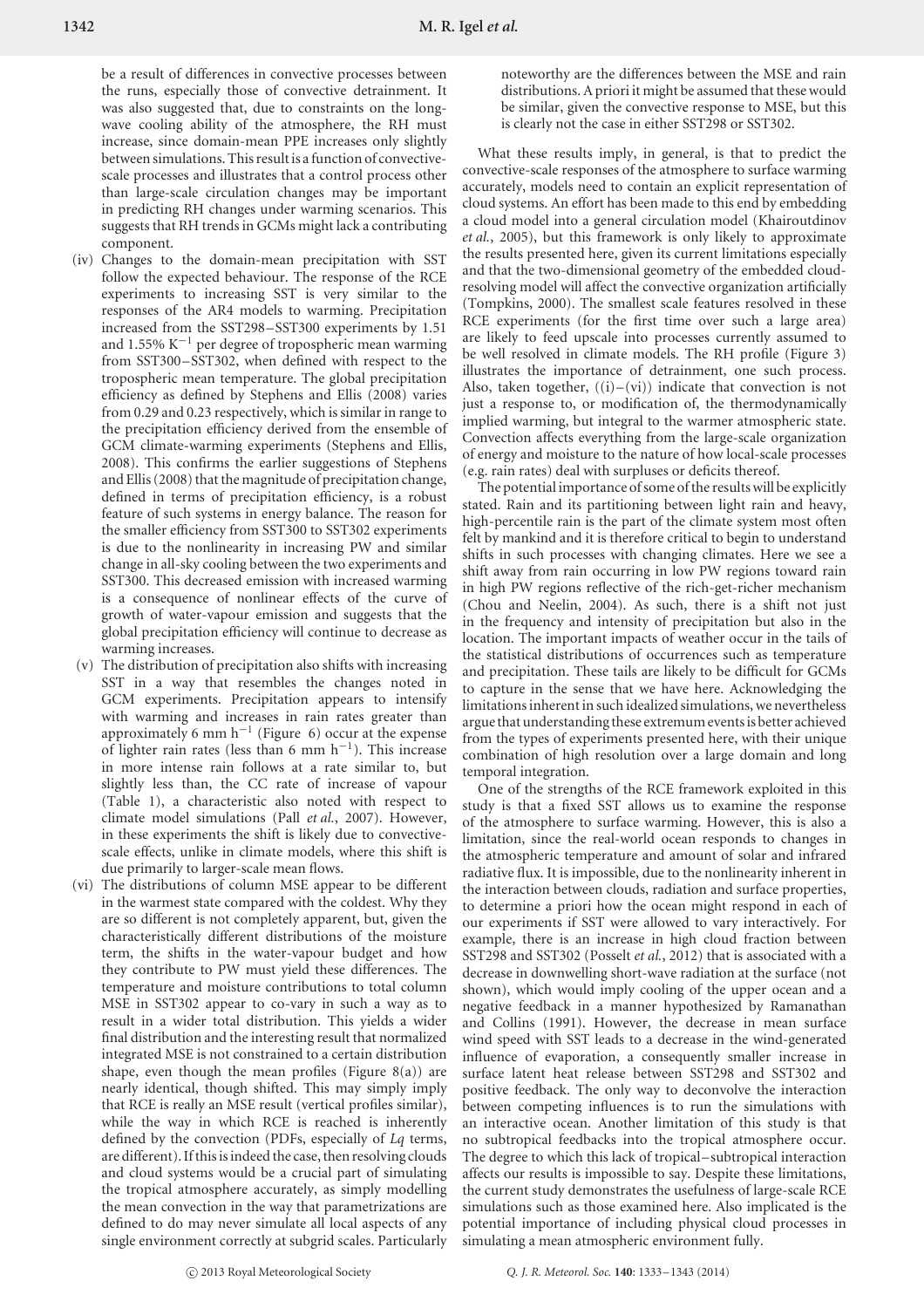be a result of differences in convective processes between the runs, especially those of convective detrainment. It was also suggested that, due to constraints on the longwave cooling ability of the atmosphere, the RH must increase, since domain-mean PPE increases only slightly between simulations. This result is a function of convective-scale processes and illustrates that a control process other than large-scale circulation changes may be important in predicting RH changes under warming scenarios. This suggests that RH trends in GCMs might lack a contributing component.

(iv) Changes to the domain-mean precipitation with SST follow the expected behaviour. The response of the RCE experiments to increasing SST is very similar to the responses of the AR4 models to warming. Precipitation increased from the SST298–SST300 experiments by 1.51 and 1.55% $K^{-1}$ per degree of tropospheric mean warming from SST300–SST302, when defined with respect to the tropospheric mean temperature. The global precipitation efficiency as defined by Stephens and Ellis (2008) varies from 0.29 and 0.23 respectively, which is similar in range to the precipitation efficiency derived from the ensemble of GCM climate-warming experiments (Stephens and Ellis, 2008). This confirms the earlier suggestions of Stephens and Ellis (2008) that the magnitude of precipitation change, defined in terms of precipitation efficiency, is a robust feature of such systems in energy balance. The reason for the smaller efficiency from SST300 to SST302 experiments is due to the nonlinearity in increasing PW and similar change in all-sky cooling between the two experiments and SST300. This decreased emission with increased warming is a consequence of nonlinear effects of the curve of growth of water-vapour emission and suggests that the global precipitation efficiency will continue to decrease as warming increases.

(v) The distribution of precipitation also shifts with increasing SST in a way that resembles the changes noted in GCM experiments. Precipitation appears to intensify with warming and increases in rain rates greater than approximately 6 mm $h^{-1}$ (Figure 6) occur at the expense of lighter rain rates (less than 6 mm $h^{-1}$). This increase in more intense rain follows at a rate similar to, but slightly less than, the CC rate of increase of vapour (Table 1), a characteristic also noted with respect to climate model simulations (Pall *et al.*, 2007). However, in these experiments the shift is likely due to convective-scale effects, unlike in climate models, where this shift is due primarily to larger-scale mean flows.

(vi) The distributions of column MSE appear to be different in the warmest state compared with the coldest. Why they are so different is not completely apparent, but, given the characteristically different distributions of the moisture term, the shifts in the water-vapour budget and how they contribute to PW must yield these differences. The temperature and moisture contributions to total column MSE in SST302 appear to co-vary in such a way as to result in a wider total distribution. This yields a wider final distribution and the interesting result that normalized integrated MSE is not constrained to a certain distribution shape, even though the mean profiles (Figure 8(a)) are nearly identical, though shifted. This may simply imply that RCE is really an MSE result (vertical profiles similar), while the way in which RCE is reached is inherently defined by the convection (PDFs, especially of *Lq* terms, are different). If this is indeed the case, then resolving clouds and cloud systems would be a crucial part of simulating the tropical atmosphere accurately, as simply modelling the mean convection in the way that parametrizations are defined to do may never simulate all local aspects of any single environment correctly at subgrid scales. Particularly noteworthy are the differences between the MSE and rain distributions. A priori it might be assumed that these would be similar, given the convective response to MSE, but this is clearly not the case in either SST298 or SST302.

What these results imply, in general, is that to predict the convective-scale responses of the atmosphere to surface warming accurately, models need to contain an explicit representation of cloud systems. An effort has been made to this end by embedding a cloud model into a general circulation model (Khairoutdinov *et al.*, 2005), but this framework is only likely to approximate the results presented here, given its current limitations especially and that the two-dimensional geometry of the embedded cloud-resolving model will affect the convective organization artificially (Tompkins, 2000). The smallest scale features resolved in these RCE experiments (for the first time over such a large area) are likely to feed upscale into processes currently assumed to be well resolved in climate models. The RH profile (Figure 3) illustrates the importance of detrainment, one such process. Also, taken together, ((i)–(vi)) indicate that convection is not just a response to, or modification of, the thermodynamically implied warming, but integral to the warmer atmospheric state. Convection affects everything from the large-scale organization of energy and moisture to the nature of how local-scale processes (e.g. rain rates) deal with surpluses or deficits thereof.

The potential importance of some of the results will be explicitly stated. Rain and its partitioning between light rain and heavy, high-percentile rain is the part of the climate system most often felt by mankind and it is therefore critical to begin to understand shifts in such processes with changing climates. Here we see a shift away from rain occurring in low PW regions toward rain in high PW regions reflective of the rich-get-richer mechanism (Chou and Neelin, 2004). As such, there is a shift not just in the frequency and intensity of precipitation but also in the location. The important impacts of weather occur in the tails of the statistical distributions of occurrences such as temperature and precipitation. These tails are likely to be difficult for GCMs to capture in the sense that we have here. Acknowledging the limitations inherent in such idealized simulations, we nevertheless argue that understanding these extremum events is better achieved from the types of experiments presented here, with their unique combination of high resolution over a large domain and long temporal integration.

One of the strengths of the RCE framework exploited in this study is that a fixed SST allows us to examine the response of the atmosphere to surface warming. However, this is also a limitation, since the real-world ocean responds to changes in the atmospheric temperature and amount of solar and infrared radiative flux. It is impossible, due to the nonlinearity inherent in the interaction between clouds, radiation and surface properties, to determine a priori how the ocean might respond in each of our experiments if SST were allowed to vary interactively. For example, there is an increase in high cloud fraction between SST298 and SST302 (Posselt *et al.*, 2012) that is associated with a decrease in downwelling short-wave radiation at the surface (not shown), which would imply cooling of the upper ocean and a negative feedback in a manner hypothesized by Ramanathan and Collins (1991). However, the decrease in mean surface wind speed with SST leads to a decrease in the wind-generated influence of evaporation, a consequently smaller increase in surface latent heat release between SST298 and SST302 and positive feedback. The only way to deconvolve the interaction between competing influences is to run the simulations with an interactive ocean. Another limitation of this study is that no subtropical feedbacks into the tropical atmosphere occur. The degree to which this lack of tropical–subtropical interaction affects our results is impossible to say. Despite these limitations, the current study demonstrates the usefulness of large-scale RCE simulations such as those examined here. Also implicated is the potential importance of including physical cloud processes in simulating a mean atmospheric environment fully.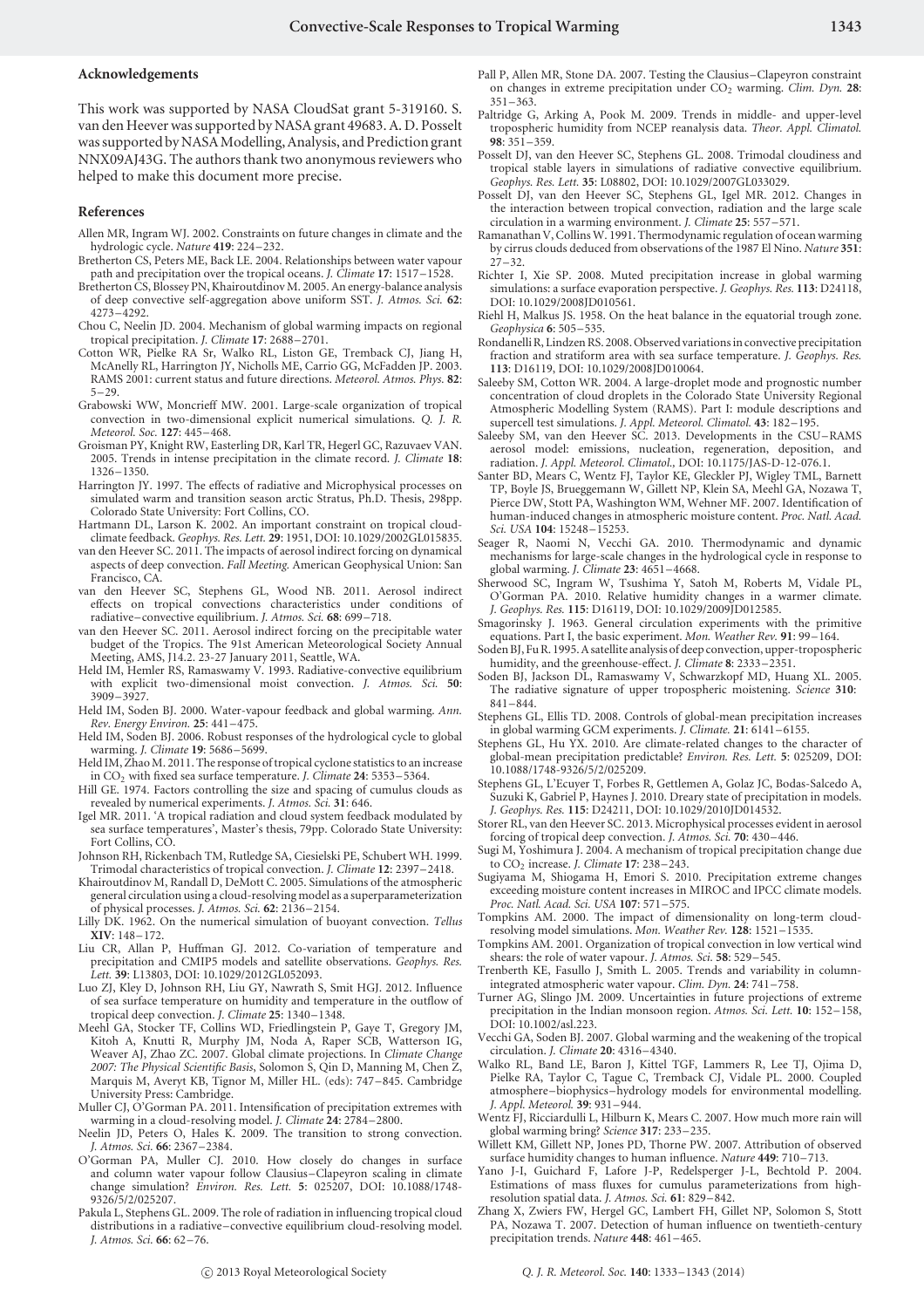## Acknowledgements

This work was supported by NASA CloudSat grant 5-319160. S. van den Heever was supported by NASA grant 49683. A. D. Posselt was supported by NASA Modelling, Analysis, and Prediction grant NNX09AJ43G. The authors thank two anonymous reviewers who helped to make this document more precise.

## References

Allen MR, Ingram WJ. 2002. Constraints on future changes in climate and the hydrologic cycle. *Nature* **419**: 224–232.

Bretherton CS, Peters ME, Back LE. 2004. Relationships between water vapour path and precipitation over the tropical oceans. *J. Climate* **17**: 1517–1528.

Bretherton CS, Blossey PN, Khairoutdinov M. 2005. An energy-balance analysis of deep convective self-aggregation above uniform SST. *J. Atmos. Sci.* **62**: 4273–4292.

Chou C, Neelin JD. 2004. Mechanism of global warming impacts on regional tropical precipitation. *J. Climate* **17**: 2688–2701.

Cotton WR, Pielke RA Sr, Walko RL, Liston GE, Tremback CJ, Jiang H, McAnelly RL, Harrington JY, Nicholls ME, Carrio GG, McFadden JP. 2003. RAMS 2001: current status and future directions. *Meteorol. Atmos. Phys.* **82**: 5–29.

Grabowski WW, Moncrieff MW. 2001. Large-scale organization of tropical convection in two-dimensional explicit numerical simulations. *Q. J. R. Meteorol. Soc.* **127**: 445–468.

Groisman PY, Knight RW, Easterling DR, Karl TR, Hegerl GC, Razuvaev VAN. 2005. Trends in intense precipitation in the climate record. *J. Climate* **18**: 1326–1350.

Harrington JY. 1997. The effects of radiative and Microphysical processes on simulated warm and transition season arctic Stratus, Ph.D. Thesis, 298pp. Colorado State University: Fort Collins, CO.

Hartmann DL, Larson K. 2002. An important constraint on tropical cloud-climate feedback. *Geophys. Res. Lett.* **29**: 1951, DOI: 10.1029/2002GL015835.

van den Heever SC. 2011. The impacts of aerosol indirect forcing on dynamical aspects of deep convection. *Fall Meeting.* American Geophysical Union: San Francisco, CA.

van den Heever SC, Stephens GL, Wood NB. 2011. Aerosol indirect effects on tropical convections characteristics under conditions of radiative–convective equilibrium. *J. Atmos. Sci.* **68**: 699–718.

van den Heever SC. 2011. Aerosol indirect forcing on the precipitable water budget of the Tropics. The 91st American Meteorological Society Annual Meeting, AMS, J14.2. 23-27 January 2011, Seattle, WA.

Held IM, Hemler RS, Ramaswamy V. 1993. Radiative-convective equilibrium with explicit two-dimensional moist convection. *J. Atmos. Sci.* **50**: 3909–3927.

Held IM, Soden BJ. 2000. Water-vapour feedback and global warming. *Ann. Rev. Energy Environ.* **25**: 441–475.

Held IM, Soden BJ. 2006. Robust responses of the hydrological cycle to global warming. *J. Climate* **19**: 5686–5699.

Held IM, Zhao M. 2011. The response of tropical cyclone statistics to an increase in $CO_2$ with fixed sea surface temperature. *J. Climate* **24**: 5353–5364.

Hill GE. 1974. Factors controlling the size and spacing of cumulus clouds as revealed by numerical experiments. *J. Atmos. Sci.* **31**: 646.

Igel MR. 2011. 'A tropical radiation and cloud system feedback modulated by sea surface temperatures', Master's thesis, 79pp. Colorado State University: Fort Collins, CO.

Johnson RH, Rickenbach TM, Rutledge SA, Ciesielski PE, Schubert WH. 1999. Trimodal characteristics of tropical convection. *J. Climate* **12**: 2397–2418.

Khairoutdinov M, Randall D, DeMott C. 2005. Simulations of the atmospheric general circulation using a cloud-resolving model as a superparameterization of physical processes. *J. Atmos. Sci.* **62**: 2136–2154.

Lilly DK. 1962. On the numerical simulation of buoyant convection. *Tellus* **XIV**: 148–172.

Liu CR, Allan P, Huffman GJ. 2012. Co-variation of temperature and precipitation and CMIP5 models and satellite observations. *Geophys. Res. Lett.* **39**: L13803, DOI: 10.1029/2012GL052093.

Luo ZJ, Kley D, Johnson RH, Liu GY, Nawrath S, Smit HGJ. 2012. Influence of sea surface temperature on humidity and temperature in the outflow of tropical deep convection. *J. Climate* **25**: 1340–1348.

Meehl GA, Stocker TF, Collins WD, Friedlingstein P, Gaye T, Gregory JM, Kitoh A, Knutti R, Murphy JM, Noda A, Raper SCB, Watterson IG, Weaver AJ, Zhao ZC. 2007. Global climate projections. In *Climate Change 2007: The Physical Scientific Basis*, Solomon S, Qin D, Manning M, Chen Z, Marquis M, Averyt KB, Tignor M, Miller HL. (eds): 747–845. Cambridge University Press: Cambridge.

Muller CJ, O'Gorman PA. 2011. Intensification of precipitation extremes with warming in a cloud-resolving model. *J. Climate* **24**: 2784–2800.

Neelin JD, Peters O, Hales K. 2009. The transition to strong convection. *J. Atmos. Sci.* **66**: 2367–2384.

O'Gorman PA, Muller CJ. 2010. How closely do changes in surface and column water vapour follow Clausius–Clapeyron scaling in climate change simulation? *Environ. Res. Lett.* **5**: 025207, DOI: 10.1088/1748-9326/5/2/025207.

Pakula L, Stephens GL. 2009. The role of radiation in influencing tropical cloud distributions in a radiative–convective equilibrium cloud-resolving model. *J. Atmos. Sci.* **66**: 62–76.

Pall P, Allen MR, Stone DA. 2007. Testing the Clausius–Clapeyron constraint on changes in extreme precipitation under $CO_2$ warming. *Clim. Dyn.* **28**: 351–363.

Paltridge G, Arking A, Pook M. 2009. Trends in middle- and upper-level tropospheric humidity from NCEP reanalysis data. *Theor. Appl. Climatol.* **98**: 351–359.

Posselt DJ, van den Heever SC, Stephens GL. 2008. Trimodal cloudiness and tropical stable layers in simulations of radiative convective equilibrium. *Geophys. Res. Lett.* **35**: L08802, DOI: 10.1029/2007GL033029.

Posselt DJ, van den Heever SC, Stephens GL, Igel MR. 2012. Changes in the interaction between tropical convection, radiation and the large scale circulation in a warming environment. *J. Climate* **25**: 557–571.

Ramanathan V, Collins W. 1991. Thermodynamic regulation of ocean warming by cirrus clouds deduced from observations of the 1987 El Nino. *Nature* **351**: 27–32.

Richter I, Xie SP. 2008. Muted precipitation increase in global warming simulations: a surface evaporation perspective. *J. Geophys. Res.* **113**: D24118, DOI: 10.1029/2008JD010561.

Riehl H, Malkus JS. 1958. On the heat balance in the equatorial trough zone. *Geophysica* **6**: 505–535.

Rondanelli R, Lindzen RS. 2008. Observed variations in convective precipitation fraction and stratiform area with sea surface temperature. *J. Geophys. Res.* **113**: D16119, DOI: 10.1029/2008JD010064.

Saleeby SM, Cotton WR. 2004. A large-droplet mode and prognostic number concentration of cloud droplets in the Colorado State University Regional Atmospheric Modelling System (RAMS). Part I: module descriptions and supercell test simulations. *J. Appl. Meteorol. Climatol.* **43**: 182–195.

Saleeby SM, van den Heever SC. 2013. Developments in the CSU–RAMS aerosol model: emissions, nucleation, regeneration, deposition, and radiation. *J. Appl. Meteorol. Climatol.*, DOI: 10.1175/JAS-D-12-076.1.

Santer BD, Mears C, Wentz FJ, Taylor KE, Gleckler PJ, Wigley TML, Barnett TP, Boyle JS, Brueggemann W, Gillett NP, Klein SA, Meehl GA, Nozawa T, Pierce DW, Stott PA, Washington WM, Wehner MF. 2007. Identification of human-induced changes in atmospheric moisture content. *Proc. Natl. Acad. Sci. USA* **104**: 15248–15253.

Seager R, Naomi N, Vecchi GA. 2010. Thermodynamic and dynamic mechanisms for large-scale changes in the hydrological cycle in response to global warming. *J. Climate* **23**: 4651–4668.

Sherwood SC, Ingram W, Tsushima Y, Satoh M, Roberts M, Vidale PL, O'Gorman PA. 2010. Relative humidity changes in a warmer climate. *J. Geophys. Res.* **115**: D16119, DOI: 10.1029/2009JD012585.

Smagorinsky J. 1963. General circulation experiments with the primitive equations. Part I, the basic experiment. *Mon. Weather Rev.* **91**: 99–164.

Soden BJ, Fu R. 1995. A satellite analysis of deep convection, upper-tropospheric humidity, and the greenhouse-effect. *J. Climate* **8**: 2333–2351.

Soden BJ, Jackson DL, Ramaswamy V, Schwarzkopf MD, Huang XL. 2005. The radiative signature of upper tropospheric moistening. *Science* **310**: 841–844.

Stephens GL, Ellis TD. 2008. Controls of global-mean precipitation increases in global warming GCM experiments. *J. Climate.* **21**: 6141–6155.

Stephens GL, Hu YX. 2010. Are climate-related changes to the character of global-mean precipitation predictable? *Environ. Res. Lett.* **5**: 025209, DOI: 10.1088/1748-9326/5/2/025209.

Stephens GL, L'Ecuyer T, Forbes R, Gettlemen A, Golaz JC, Bodas-Salcedo A, Suzuki K, Gabriel P, Haynes J. 2010. Dreary state of precipitation in models. *J. Geophys. Res.* **115**: D24211, DOI: 10.1029/2010JD014532.

Storer RL, van den Heever SC. 2013. Microphysical processes evident in aerosol forcing of tropical deep convection. *J. Atmos. Sci.* **70**: 430–446.

Sugi M, Yoshimura J. 2004. A mechanism of tropical precipitation change due to $CO_2$ increase. *J. Climate* **17**: 238–243.

Sugiyama M, Shiogama H, Emori S. 2010. Precipitation extreme changes exceeding moisture content increases in MIROC and IPCC climate models. *Proc. Natl. Acad. Sci. USA* **107**: 571–575.

Tompkins AM. 2000. The impact of dimensionality on long-term cloud-resolving model simulations. *Mon. Weather Rev.* **128**: 1521–1535.

Tompkins AM. 2001. Organization of tropical convection in low vertical wind shears: the role of water vapour. *J. Atmos. Sci.* **58**: 529–545.

Trenberth KE, Fasullo J, Smith L. 2005. Trends and variability in column-integrated atmospheric water vapour. *Clim. Dyn.* **24**: 741–758.

Turner AG, Slingo JM. 2009. Uncertainties in future projections of extreme precipitation in the Indian monsoon region. *Atmos. Sci. Lett.* **10**: 152–158, DOI: 10.1002/asl.223.

Vecchi GA, Soden BJ. 2007. Global warming and the weakening of the tropical circulation. *J. Climate* **20**: 4316–4340.

Walko RL, Band LE, Baron J, Kittel TGF, Lammers R, Lee TJ, Ojima D, Pielke RA, Taylor C, Tague C, Tremback CJ, Vidale PL. 2000. Coupled atmosphere–biophysics–hydrology models for environmental modelling. *J. Appl. Meteorol.* **39**: 931–944.

Wentz FJ, Ricciardulli L, Hilburn K, Mears C. 2007. How much more rain will global warming bring? *Science* **317**: 233–235.

Willett KM, Gillett NP, Jones PD, Thorne PW. 2007. Attribution of observed surface humidity changes to human influence. *Nature* **449**: 710–713.

Yano J-I, Guichard F, Lafore J-P, Redelsperger J-L, Bechtold P. 2004. Estimations of mass fluxes for cumulus parameterizations from high-resolution spatial data. *J. Atmos. Sci.* **61**: 829–842.

Zhang X, Zwiers FW, Hergel GC, Lambert FH, Gillet NP, Solomon S, Stott PA, Nozawa T. 2007. Detection of human influence on twentieth-century precipitation trends. *Nature* **448**: 461–465.